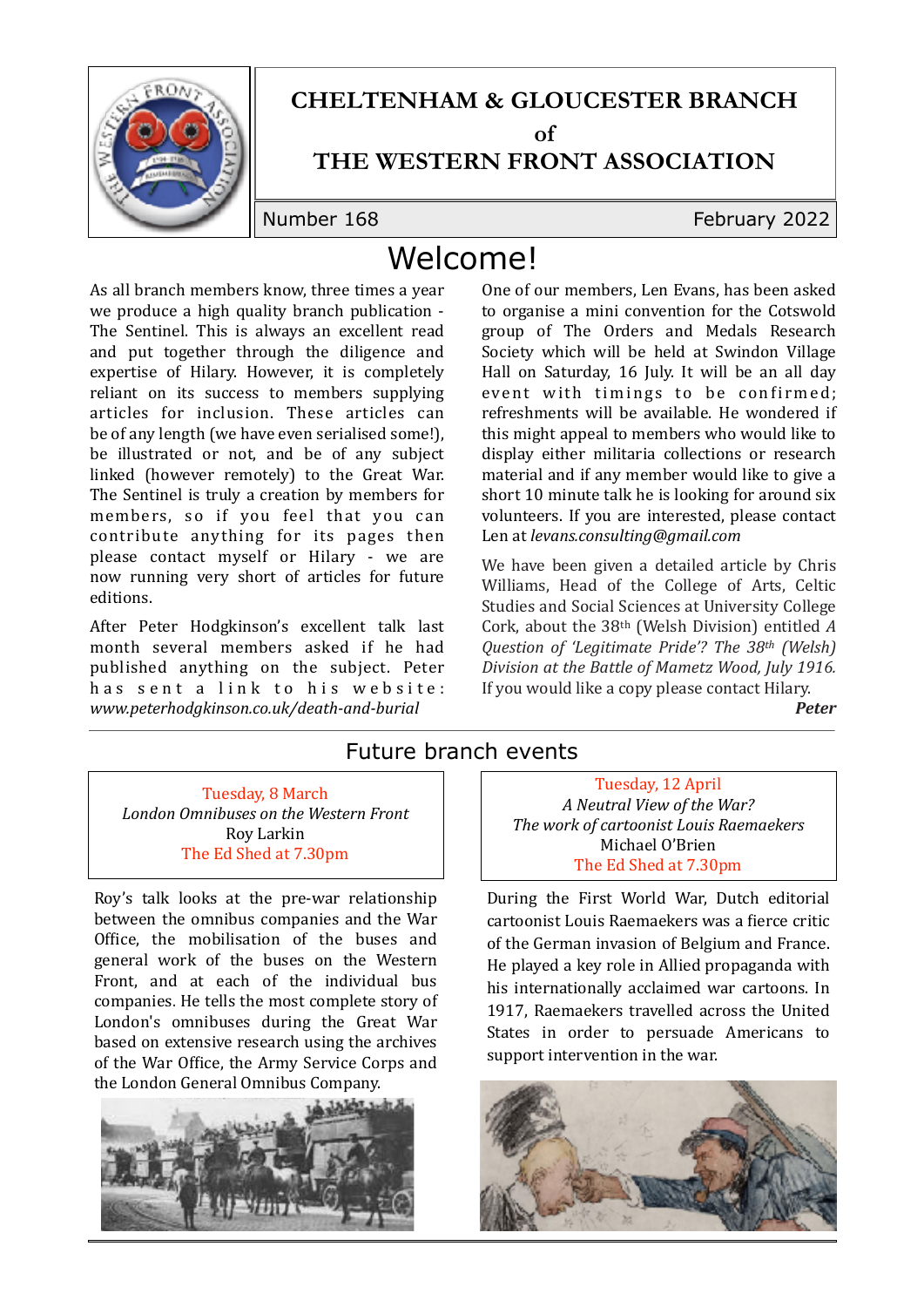# CHELTENHAM & GLOUCESTER BRANCH of THE WESTERN FRONT ASSOCIATION

Number 168 February 2022

## Welcome!

As all branch members know, three times a year we produce a high quality branch publication - The Sentinel. This is always an excellent read and put together through the diligence and expertise of Hilary. However, it is completely reliant on its success to members supplying articles for inclusion. These articles can be of any length (we have even serialised some!), be illustrated or not, and be of any subject linked (however remotely) to the Great War. The Sentinel is truly a creation by members for members, so if you feel that you can contribute anything for its pages then please contact myself or Hilary - we are now running very short of articles for future editions.

After Peter Hodgkinson's excellent talk last month several members asked if he had published anything on the subject. Peter has sent a link to his website: *www.peterhodgkinson.co.uk/death-and-burial*

One of our members, Len Evans, has been asked to organise a mini convention for the Cotswold group of The Orders and Medals Research Society which will be held at Swindon Village Hall on Saturday, 16 July. It will be an all day event with timings to be confirmed; refreshments will be available. He wondered if this might appeal to members who would like to display either militaria collections or research material and if any member would like to give a short 10 minute talk he is looking for around six volunteers. If you are interested, please contact Len at *levans.consulting@gmail.com*

We have been given a detailed article by Chris Williams, Head of the College of Arts, Celtic Studies and Social Sciences at University College Cork, about the 38th (Welsh Division) entitled *A Question of 'Legitimate Pride'? The 38th (Welsh) Division at the Battle of Mametz Wood, July 1916.* If you would like a copy please contact Hilary.

***Peter***

## Future branch events

Tuesday, 8 March
*London Omnibuses on the Western Front*
Roy Larkin
The Ed Shed at 7.30pm

Roy's talk looks at the pre-war relationship between the omnibus companies and the War Office, the mobilisation of the buses and general work of the buses on the Western Front, and at each of the individual bus companies. He tells the most complete story of London's omnibuses during the Great War based on extensive research using the archives of the War Office, the Army Service Corps and the London General Omnibus Company.

Tuesday, 12 April
*A Neutral View of the War?*
*The work of cartoonist Louis Raemaekers*
Michael O'Brien
The Ed Shed at 7.30pm

During the First World War, Dutch editorial cartoonist Louis Raemaekers was a fierce critic of the German invasion of Belgium and France. He played a key role in Allied propaganda with his internationally acclaimed war cartoons. In 1917, Raemaekers travelled across the United States in order to persuade Americans to support intervention in the war.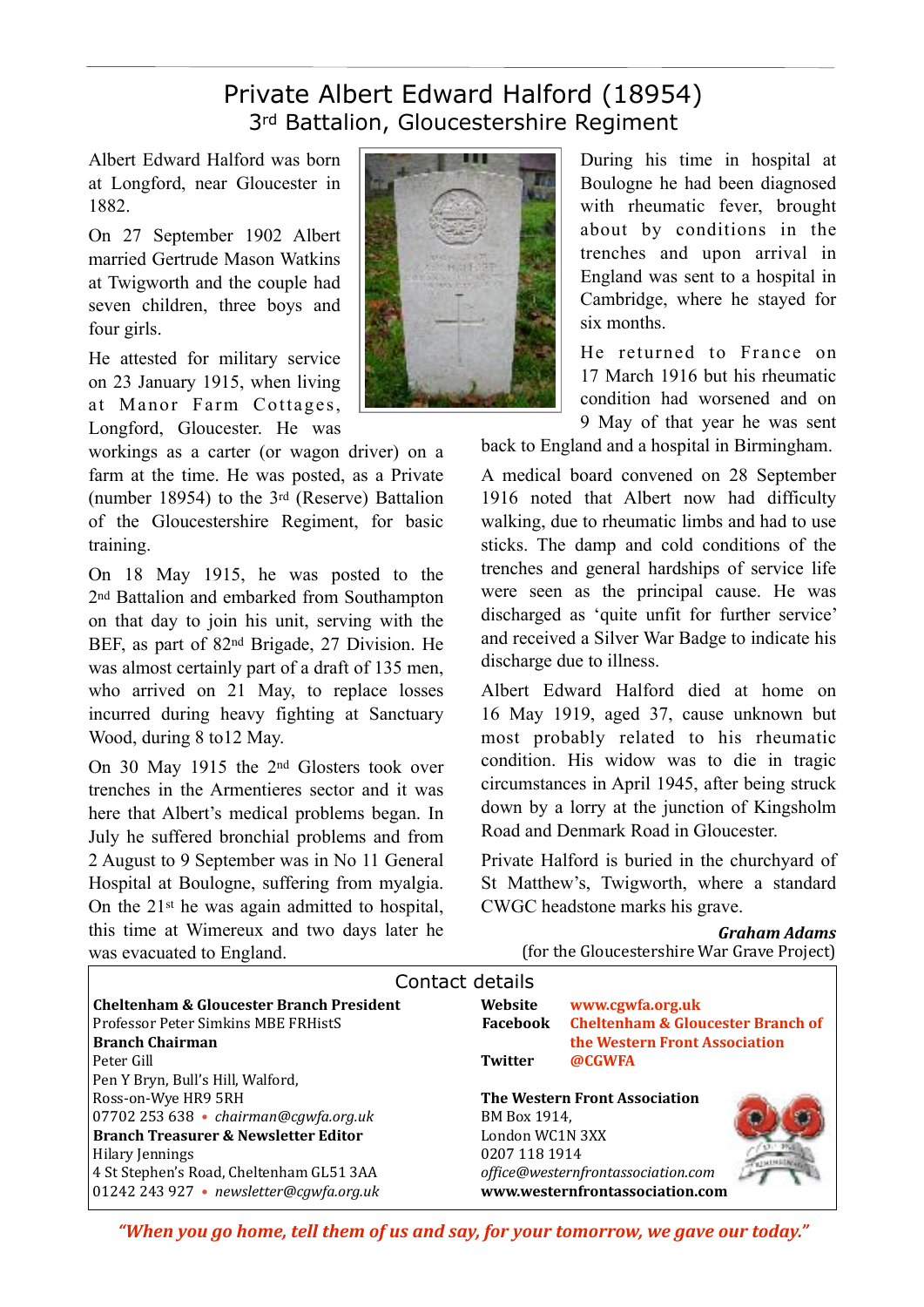# Private Albert Edward Halford (18954)

## 3rd Battalion, Gloucestershire Regiment

Albert Edward Halford was born at Longford, near Gloucester in 1882.

On 27 September 1902 Albert married Gertrude Mason Watkins at Twigworth and the couple had seven children, three boys and four girls.

He attested for military service on 23 January 1915, when living at Manor Farm Cottages, Longford, Gloucester. He was workings as a carter (or wagon driver) on a farm at the time. He was posted, as a Private (number 18954) to the 3rd (Reserve) Battalion of the Gloucestershire Regiment, for basic training.

On 18 May 1915, he was posted to the 2nd Battalion and embarked from Southampton on that day to join his unit, serving with the BEF, as part of 82nd Brigade, 27 Division. He was almost certainly part of a draft of 135 men, who arrived on 21 May, to replace losses incurred during heavy fighting at Sanctuary Wood, during 8 to12 May.

On 30 May 1915 the 2nd Glosters took over trenches in the Armentieres sector and it was here that Albert's medical problems began. In July he suffered bronchial problems and from 2 August to 9 September was in No 11 General Hospital at Boulogne, suffering from myalgia. On the 21st he was again admitted to hospital, this time at Wimereux and two days later he was evacuated to England.

During his time in hospital at Boulogne he had been diagnosed with rheumatic fever, brought about by conditions in the trenches and upon arrival in England was sent to a hospital in Cambridge, where he stayed for six months.

He returned to France on 17 March 1916 but his rheumatic condition had worsened and on 9 May of that year he was sent back to England and a hospital in Birmingham.

A medical board convened on 28 September 1916 noted that Albert now had difficulty walking, due to rheumatic limbs and had to use sticks. The damp and cold conditions of the trenches and general hardships of service life were seen as the principal cause. He was discharged as 'quite unfit for further service' and received a Silver War Badge to indicate his discharge due to illness.

Albert Edward Halford died at home on 16 May 1919, aged 37, cause unknown but most probably related to his rheumatic condition. His widow was to die in tragic circumstances in April 1945, after being struck down by a lorry at the junction of Kingsholm Road and Denmark Road in Gloucester.

Private Halford is buried in the churchyard of St Matthew's, Twigworth, where a standard CWGC headstone marks his grave.

***Graham Adams***
(for the Gloucestershire War Grave Project)

## Contact details

**Cheltenham & Gloucester Branch President**
Professor Peter Simkins MBE FRHistS
**Branch Chairman**
Peter Gill
Pen Y Bryn, Bull's Hill, Walford,
Ross-on-Wye HR9 5RH
07702 253 638 • *chairman@cgwfa.org.uk*
**Branch Treasurer & Newsletter Editor**
Hilary Jennings
4 St Stephen's Road, Cheltenham GL51 3AA
01242 243 927 • *newsletter@cgwfa.org.uk*

**Website** www.cgwfa.org.uk
**Facebook** Cheltenham & Gloucester Branch of the Western Front Association
**Twitter** @CGWFA

**The Western Front Association**
BM Box 1914,
London WC1N 3XX
0207 118 1914
*office@westernfrontassociation.com*
**www.westernfrontassociation.com**

*"When you go home, tell them of us and say, for your tomorrow, we gave our today."*